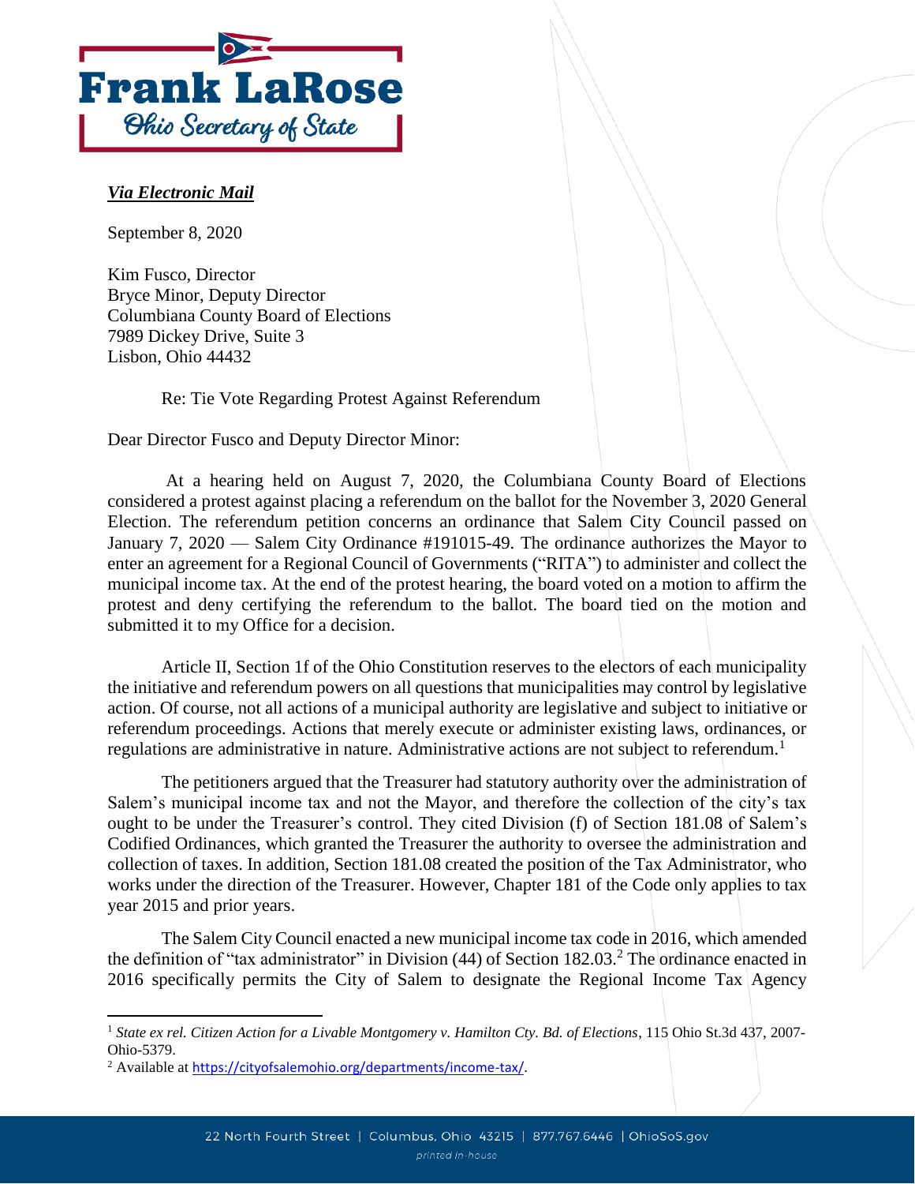**Frank LaRose**
*Ohio Secretary of State*

***Via Electronic Mail***

September 8, 2020

Kim Fusco, Director
Bryce Minor, Deputy Director
Columbiana County Board of Elections
7989 Dickey Drive, Suite 3
Lisbon, Ohio 44432

Re: Tie Vote Regarding Protest Against Referendum

Dear Director Fusco and Deputy Director Minor:

At a hearing held on August 7, 2020, the Columbiana County Board of Elections considered a protest against placing a referendum on the ballot for the November 3, 2020 General Election. The referendum petition concerns an ordinance that Salem City Council passed on January 7, 2020 — Salem City Ordinance #191015-49. The ordinance authorizes the Mayor to enter an agreement for a Regional Council of Governments ("RITA") to administer and collect the municipal income tax. At the end of the protest hearing, the board voted on a motion to affirm the protest and deny certifying the referendum to the ballot. The board tied on the motion and submitted it to my Office for a decision.

Article II, Section 1f of the Ohio Constitution reserves to the electors of each municipality the initiative and referendum powers on all questions that municipalities may control by legislative action. Of course, not all actions of a municipal authority are legislative and subject to initiative or referendum proceedings. Actions that merely execute or administer existing laws, ordinances, or regulations are administrative in nature. Administrative actions are not subject to referendum.[1]

The petitioners argued that the Treasurer had statutory authority over the administration of Salem's municipal income tax and not the Mayor, and therefore the collection of the city's tax ought to be under the Treasurer's control. They cited Division (f) of Section 181.08 of Salem's Codified Ordinances, which granted the Treasurer the authority to oversee the administration and collection of taxes. In addition, Section 181.08 created the position of the Tax Administrator, who works under the direction of the Treasurer. However, Chapter 181 of the Code only applies to tax year 2015 and prior years.

The Salem City Council enacted a new municipal income tax code in 2016, which amended the definition of "tax administrator" in Division (44) of Section 182.03.[2] The ordinance enacted in 2016 specifically permits the City of Salem to designate the Regional Income Tax Agency

---

[1] *State ex rel. Citizen Action for a Livable Montgomery v. Hamilton Cty. Bd. of Elections*, 115 Ohio St.3d 437, 2007-Ohio-5379.

[2] Available at https://cityofsalemohio.org/departments/income-tax/.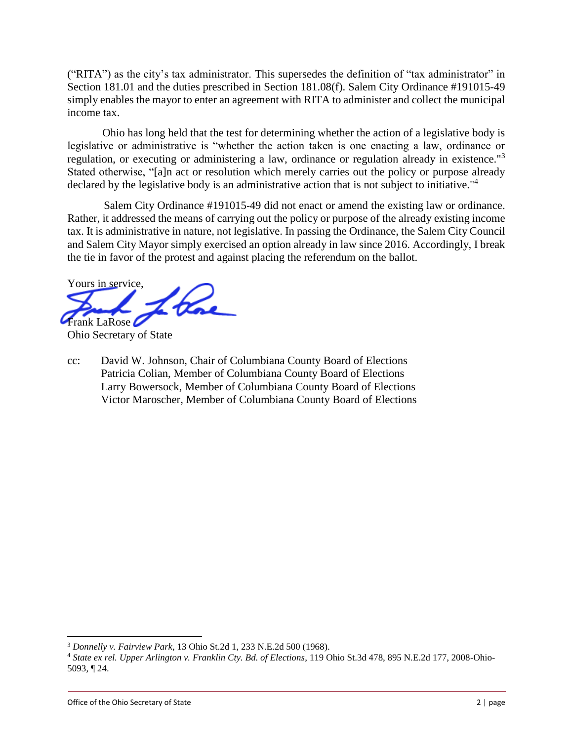("RITA") as the city's tax administrator. This supersedes the definition of "tax administrator" in Section 181.01 and the duties prescribed in Section 181.08(f). Salem City Ordinance #191015-49 simply enables the mayor to enter an agreement with RITA to administer and collect the municipal income tax.

Ohio has long held that the test for determining whether the action of a legislative body is legislative or administrative is "whether the action taken is one enacting a law, ordinance or regulation, or executing or administering a law, ordinance or regulation already in existence."[3] Stated otherwise, "[a]n act or resolution which merely carries out the policy or purpose already declared by the legislative body is an administrative action that is not subject to initiative."[4]

Salem City Ordinance #191015-49 did not enact or amend the existing law or ordinance. Rather, it addressed the means of carrying out the policy or purpose of the already existing income tax. It is administrative in nature, not legislative. In passing the Ordinance, the Salem City Council and Salem City Mayor simply exercised an option already in law since 2016. Accordingly, I break the tie in favor of the protest and against placing the referendum on the ballot.

Yours in service,

Frank LaRose
Ohio Secretary of State

cc: David W. Johnson, Chair of Columbiana County Board of Elections
Patricia Colian, Member of Columbiana County Board of Elections
Larry Bowersock, Member of Columbiana County Board of Elections
Victor Maroscher, Member of Columbiana County Board of Elections

---

[3] *Donnelly v. Fairview Park*, 13 Ohio St.2d 1, 233 N.E.2d 500 (1968).

[4] *State ex rel. Upper Arlington v. Franklin Cty. Bd. of Elections*, 119 Ohio St.3d 478, 895 N.E.2d 177, 2008-Ohio-5093, ¶ 24.